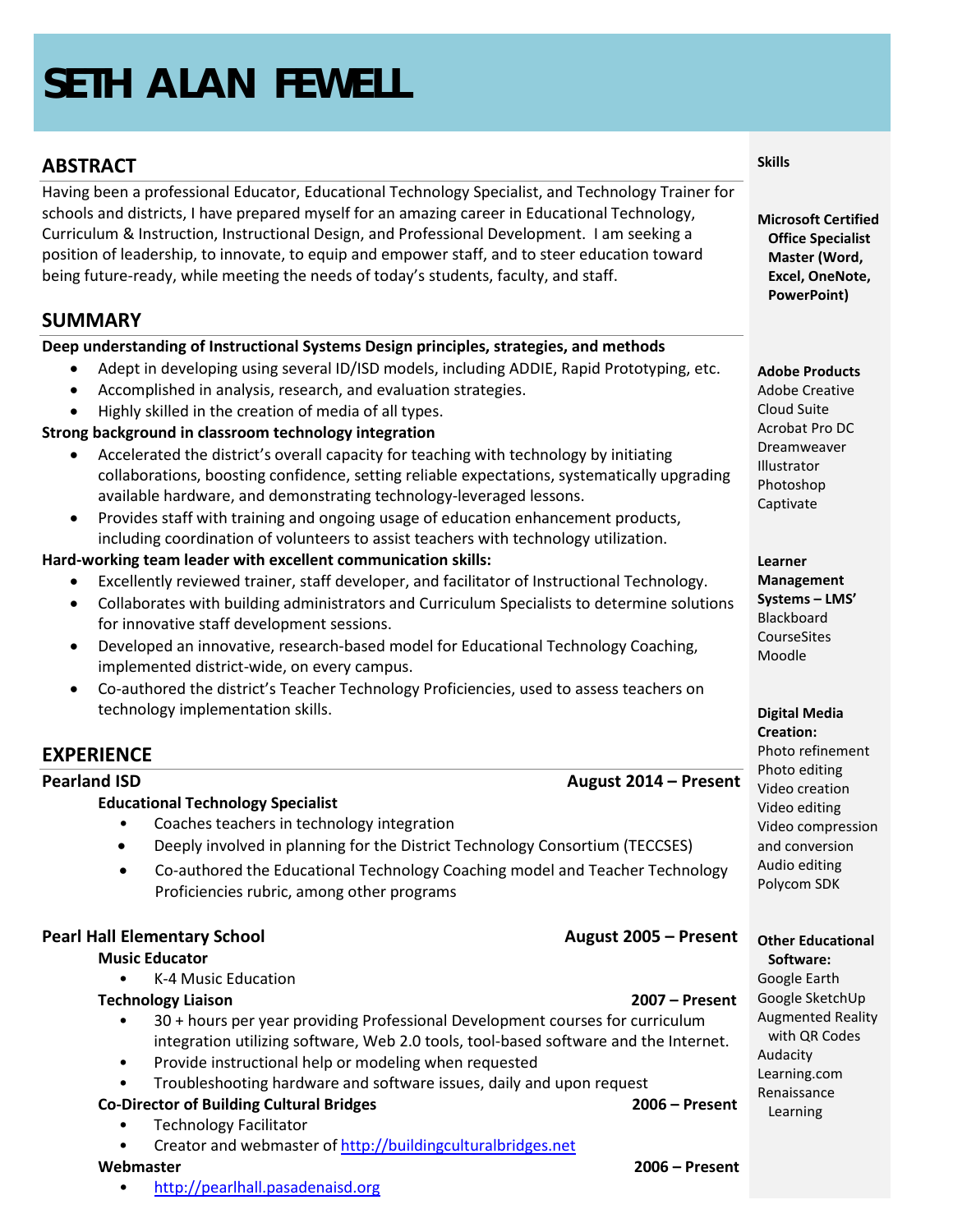# SETH ALAN FEWELL

## ABSTRACT

Having been a professional Educator, Educational Technology Specialist, and Technology Trainer for schools and districts, I have prepared myself for an amazing career in Educational Technology, Curriculum & Instruction, Instructional Design, and Professional Development. I am seeking a position of leadership, to innovate, to equip and empower staff, and to steer education toward being future-ready, while meeting the needs of today's students, faculty, and staff.

## SUMMARY

**Deep understanding of Instructional Systems Design principles, strategies, and methods**

- Adept in developing using several ID/ISD models, including ADDIE, Rapid Prototyping, etc.
- Accomplished in analysis, research, and evaluation strategies.
- Highly skilled in the creation of media of all types.

**Strong background in classroom technology integration**

- Accelerated the district's overall capacity for teaching with technology by initiating collaborations, boosting confidence, setting reliable expectations, systematically upgrading available hardware, and demonstrating technology-leveraged lessons.
- Provides staff with training and ongoing usage of education enhancement products, including coordination of volunteers to assist teachers with technology utilization.

**Hard-working team leader with excellent communication skills:**

- Excellently reviewed trainer, staff developer, and facilitator of Instructional Technology.
- Collaborates with building administrators and Curriculum Specialists to determine solutions for innovative staff development sessions.
- Developed an innovative, research-based model for Educational Technology Coaching, implemented district-wide, on every campus.
- Co-authored the district's Teacher Technology Proficiencies, used to assess teachers on technology implementation skills.

## EXPERIENCE

**Pearland ISD** — **August 2014 – Present**

**Educational Technology Specialist**

- Coaches teachers in technology integration
- Deeply involved in planning for the District Technology Consortium (TECCSES)
- Co-authored the Educational Technology Coaching model and Teacher Technology Proficiencies rubric, among other programs

**Pearl Hall Elementary School** — **August 2005 – Present**

**Music Educator**

- K-4 Music Education

**Technology Liaison** — **2007 – Present**

- 30 + hours per year providing Professional Development courses for curriculum integration utilizing software, Web 2.0 tools, tool-based software and the Internet.
- Provide instructional help or modeling when requested
- Troubleshooting hardware and software issues, daily and upon request

**Co-Director of Building Cultural Bridges** — **2006 – Present**

- Technology Facilitator
- Creator and webmaster of http://buildingculturalbridges.net

**Webmaster** — **2006 – Present**

- http://pearlhall.pasadenaisd.org

## Skills

**Microsoft Certified Office Specialist Master (Word, Excel, OneNote, PowerPoint)**

**Adobe Products**
Adobe Creative Cloud Suite
Acrobat Pro DC
Dreamweaver
Illustrator
Photoshop
Captivate

**Learner Management Systems – LMS'**
Blackboard
CourseSites
Moodle

**Digital Media Creation:**
Photo refinement
Photo editing
Video creation
Video editing
Video compression and conversion
Audio editing
Polycom SDK

**Other Educational Software:**
Google Earth
Google SketchUp
Augmented Reality with QR Codes
Audacity
Learning.com
Renaissance Learning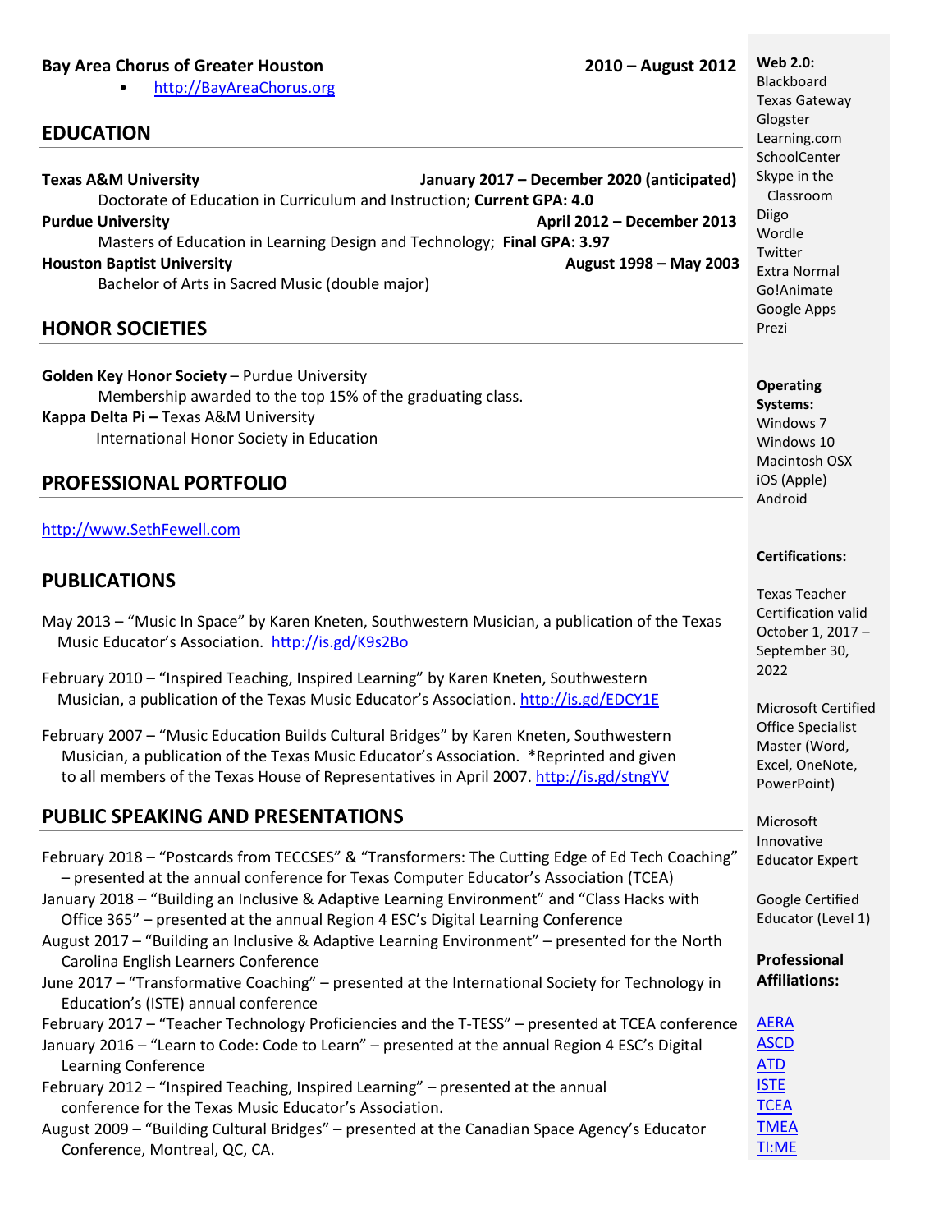**Bay Area Chorus of Greater Houston** **2010 – August 2012**

- http://BayAreaChorus.org

## EDUCATION

**Texas A&M University** **January 2017 – December 2020 (anticipated)**
Doctorate of Education in Curriculum and Instruction; **Current GPA: 4.0**

**Purdue University** **April 2012 – December 2013**
Masters of Education in Learning Design and Technology; **Final GPA: 3.97**

**Houston Baptist University** **August 1998 – May 2003**
Bachelor of Arts in Sacred Music (double major)

## HONOR SOCIETIES

**Golden Key Honor Society** – Purdue University
Membership awarded to the top 15% of the graduating class.

**Kappa Delta Pi –** Texas A&M University
International Honor Society in Education

## PROFESSIONAL PORTFOLIO

http://www.SethFewell.com

## PUBLICATIONS

May 2013 – "Music In Space" by Karen Kneten, Southwestern Musician, a publication of the Texas Music Educator's Association. http://is.gd/K9s2Bo

February 2010 – "Inspired Teaching, Inspired Learning" by Karen Kneten, Southwestern Musician, a publication of the Texas Music Educator's Association. http://is.gd/EDCY1E

February 2007 – "Music Education Builds Cultural Bridges" by Karen Kneten, Southwestern Musician, a publication of the Texas Music Educator's Association. *Reprinted and given to all members of the Texas House of Representatives in April 2007. http://is.gd/stngYV

## PUBLIC SPEAKING AND PRESENTATIONS

February 2018 – "Postcards from TECCSES" & "Transformers: The Cutting Edge of Ed Tech Coaching" – presented at the annual conference for Texas Computer Educator's Association (TCEA)

January 2018 – "Building an Inclusive & Adaptive Learning Environment" and "Class Hacks with Office 365" – presented at the annual Region 4 ESC's Digital Learning Conference

August 2017 – "Building an Inclusive & Adaptive Learning Environment" – presented for the North Carolina English Learners Conference

June 2017 – "Transformative Coaching" – presented at the International Society for Technology in Education's (ISTE) annual conference

February 2017 – "Teacher Technology Proficiencies and the T-TESS" – presented at TCEA conference

January 2016 – "Learn to Code: Code to Learn" – presented at the annual Region 4 ESC's Digital Learning Conference

February 2012 – "Inspired Teaching, Inspired Learning" – presented at the annual conference for the Texas Music Educator's Association.

August 2009 – "Building Cultural Bridges" – presented at the Canadian Space Agency's Educator Conference, Montreal, QC, CA.

**Web 2.0:**
Blackboard
Texas Gateway
Glogster
Learning.com
SchoolCenter
Skype in the Classroom
Diigo
Wordle
Twitter
Extra Normal
Go!Animate
Google Apps
Prezi

**Operating Systems:**
Windows 7
Windows 10
Macintosh OSX
iOS (Apple)
Android

**Certifications:**

Texas Teacher Certification valid October 1, 2017 – September 30, 2022

Microsoft Certified Office Specialist Master (Word, Excel, OneNote, PowerPoint)

Microsoft Innovative Educator Expert

Google Certified Educator (Level 1)

**Professional Affiliations:**

AERA
ASCD
ATD
ISTE
TCEA
TMEA
TI:ME